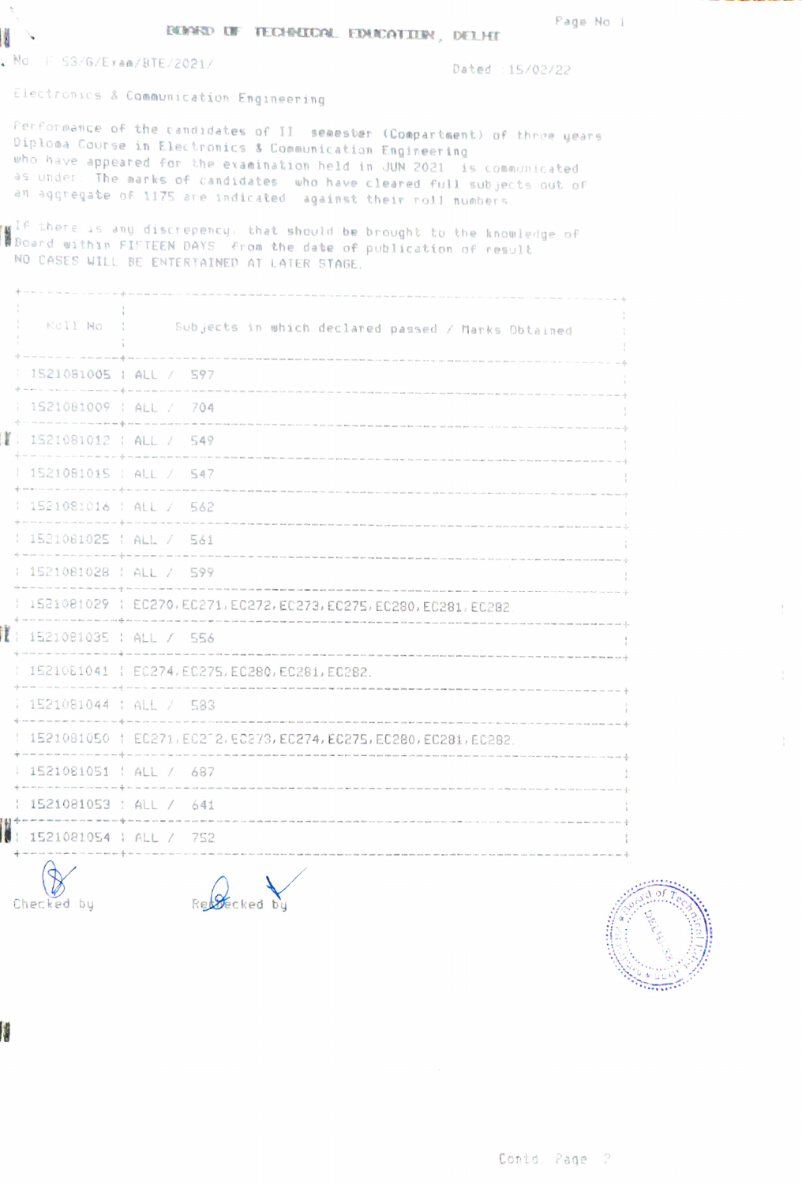# BOARD OF TECHNICAL EDUCATION, DELHI

No. F.53/G/Exam/BTE/2021/ Dated : 15/02/22

Electronics & Communication Engineering

Performance of the candidates of II semester (Compartment) of three years Diploma Course in Electronics & Communication Engineering who have appeared for the examination held in JUN 2021 is communicated as under. The marks of candidates who have cleared full subjects out of an aggregate of 1175 are indicated against their roll numbers.

If there is any discrepency, that should be brought to the knowledge of Board within FIFTEEN DAYS from the date of publication of result. NO CASES WILL BE ENTERTAINED AT LATER STAGE.

| Roll No | Subjects in which declared passed / Marks Obtained |
|---|---|
| 1521081005 | ALL / 597 |
| 1521081009 | ALL / 704 |
| 1521081012 | ALL / 549 |
| 1521081015 | ALL / 547 |
| 1521081016 | ALL / 562 |
| 1521081025 | ALL / 561 |
| 1521081028 | ALL / 599 |
| 1521081029 | EC270, EC271, EC272, EC273, EC275, EC280, EC281, EC282 |
| 1521081035 | ALL / 556 |
| 1521081041 | EC274, EC275, EC280, EC281, EC282. |
| 1521081044 | ALL / 583 |
| 1521081050 | EC271, EC272, EC273, EC274, EC275, EC280, EC281, EC282. |
| 1521081051 | ALL / 687 |
| 1521081053 | ALL / 641 |
| 1521081054 | ALL / 752 |

Checked by Rechecked by

Contd. Page 2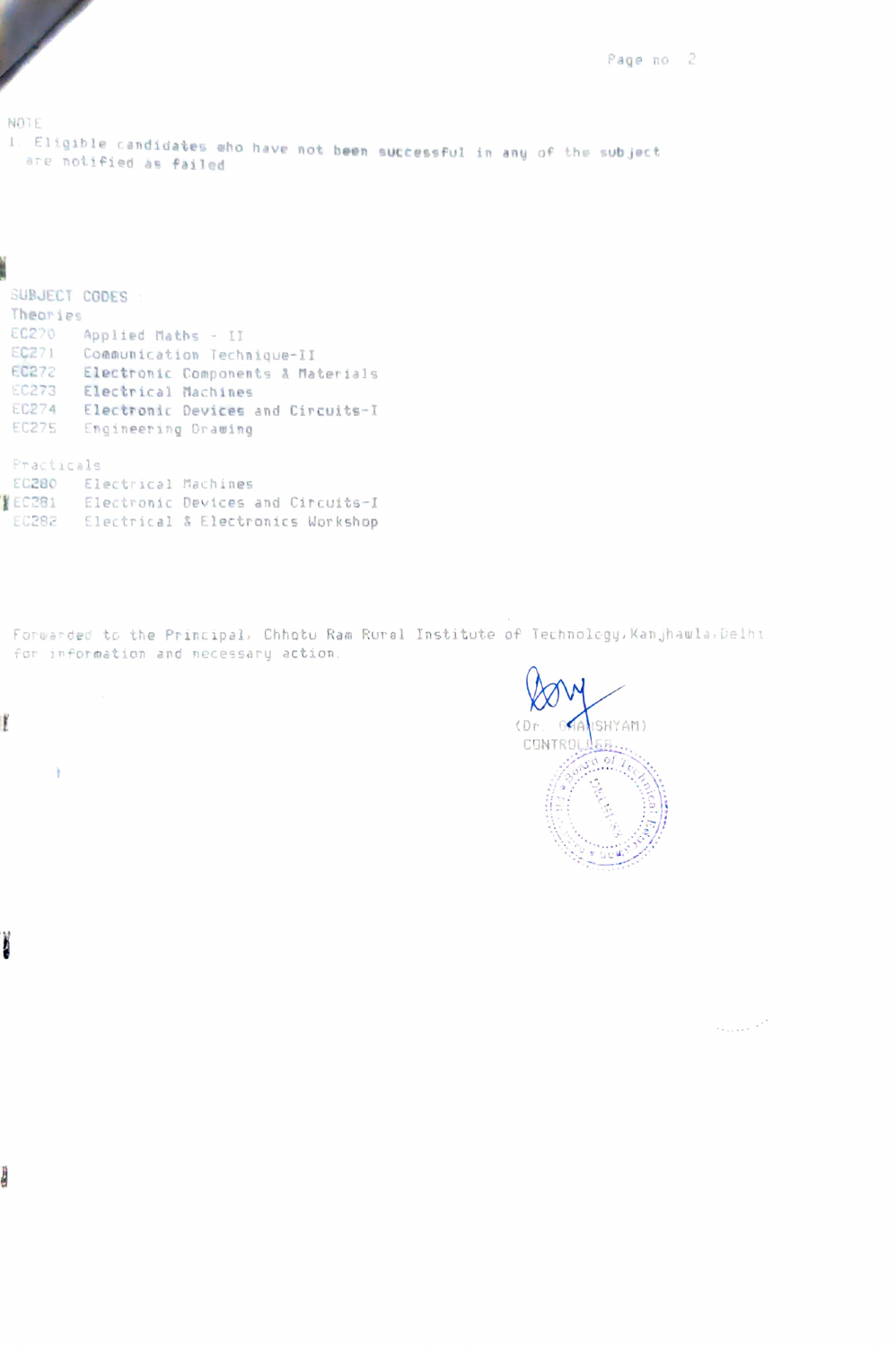NOTE :

1. Eligible candidates who have not been successful in any of the subject are notified as failed

SUBJECT CODES :

Theories

| | |
|---|---|
| EC270 | Applied Maths - II |
| EC271 | Communication Technique-II |
| EC272 | Electronic Components & Materials |
| EC273 | Electrical Machines |
| EC274 | Electronic Devices and Circuits-I |
| EC275 | Engineering Drawing |

Practicals

| | |
|---|---|
| EC280 | Electrical Machines |
| EC281 | Electronic Devices and Circuits-I |
| EC282 | Electrical & Electronics Workshop |

Forwarded to the Principal, Chhotu Ram Rural Institute of Technology, Kanjhawla, Delhi for information and necessary action.

(Dr. GHANSHYAM)
CONTROLLER